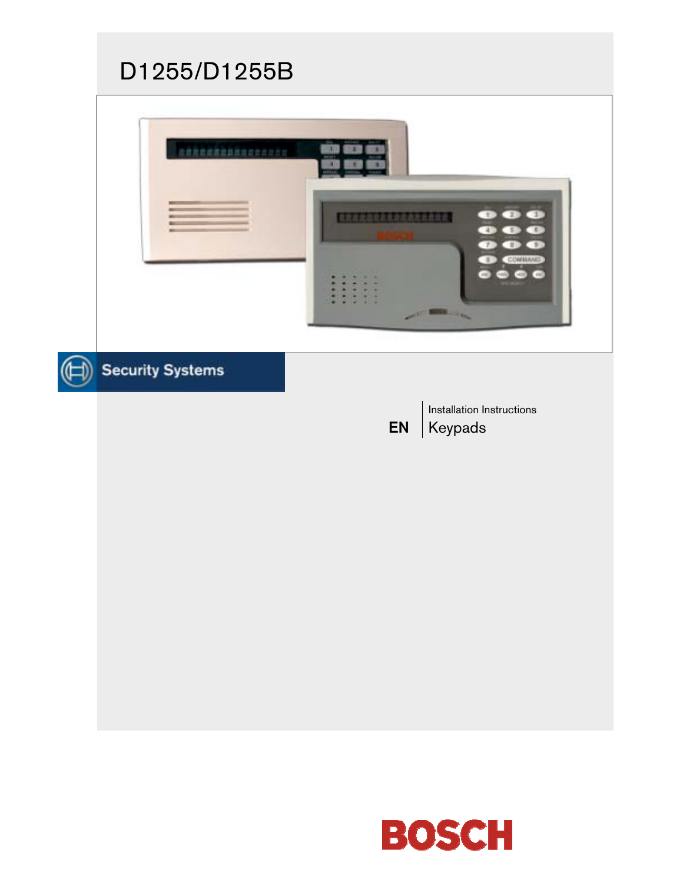# D1255/D1255B

Security Systems

EN

Installation Instructions

Keypads

BOSCH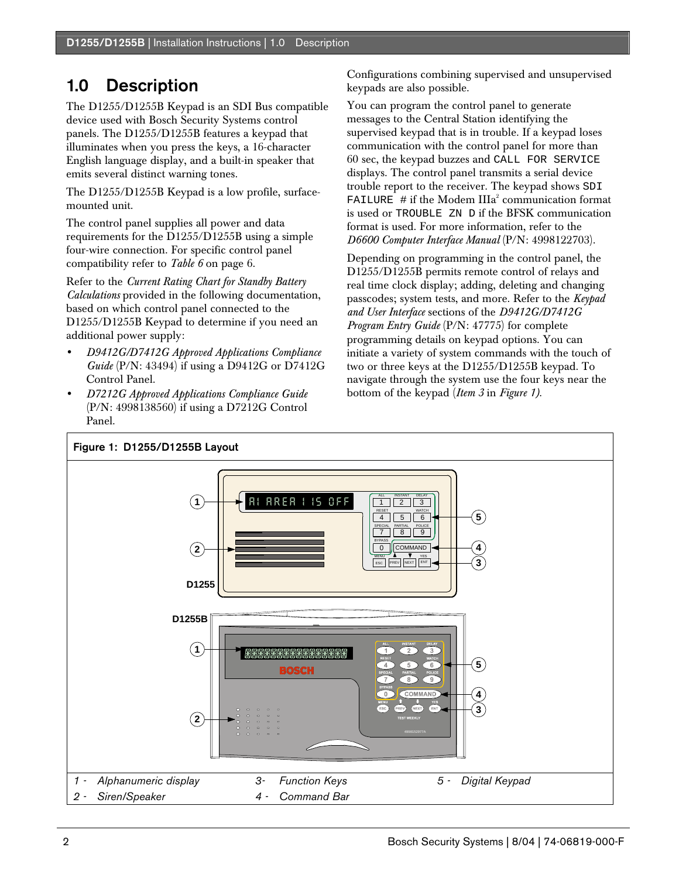# 1.0 Description

The D1255/D1255B Keypad is an SDI Bus compatible device used with Bosch Security Systems control panels. The D1255/D1255B features a keypad that illuminates when you press the keys, a 16-character English language display, and a built-in speaker that emits several distinct warning tones.

The D1255/D1255B Keypad is a low profile, surface-mounted unit.

The control panel supplies all power and data requirements for the D1255/D1255B using a simple four-wire connection. For specific control panel compatibility refer to *Table 6* on page 6.

Refer to the *Current Rating Chart for Standby Battery Calculations* provided in the following documentation, based on which control panel connected to the D1255/D1255B Keypad to determine if you need an additional power supply:

- *D9412G/D7412G Approved Applications Compliance Guide* (P/N: 43494) if using a D9412G or D7412G Control Panel.
- *D7212G Approved Applications Compliance Guide* (P/N: 4998138560) if using a D7212G Control Panel.

Configurations combining supervised and unsupervised keypads are also possible.

You can program the control panel to generate messages to the Central Station identifying the supervised keypad that is in trouble. If a keypad loses communication with the control panel for more than 60 sec, the keypad buzzes and `CALL FOR SERVICE` displays. The control panel transmits a serial device trouble report to the receiver. The keypad shows `SDI FAILURE #` if the Modem IIIa[2] communication format is used or `TROUBLE ZN D` if the BFSK communication format is used. For more information, refer to the *D6600 Computer Interface Manual* (P/N: 4998122703).

Depending on programming in the control panel, the D1255/D1255B permits remote control of relays and real time clock display; adding, deleting and changing passcodes; system tests, and more. Refer to the *Keypad and User Interface* sections of the *D9412G/D7412G Program Entry Guide* (P/N: 47775) for complete programming details on keypad options. You can initiate a variety of system commands with the touch of two or three keys at the D1255/D1255B keypad. To navigate through the system use the four keys near the bottom of the keypad (*Item 3* in *Figure 1).*

**Figure 1: D1255/D1255B Layout**

| | | |
|---|---|---|
| 1 - *Alphanumeric display* | 3- *Function Keys* | 5 - *Digital Keypad* |
| 2 - *Siren/Speaker* | 4 - *Command Bar* | |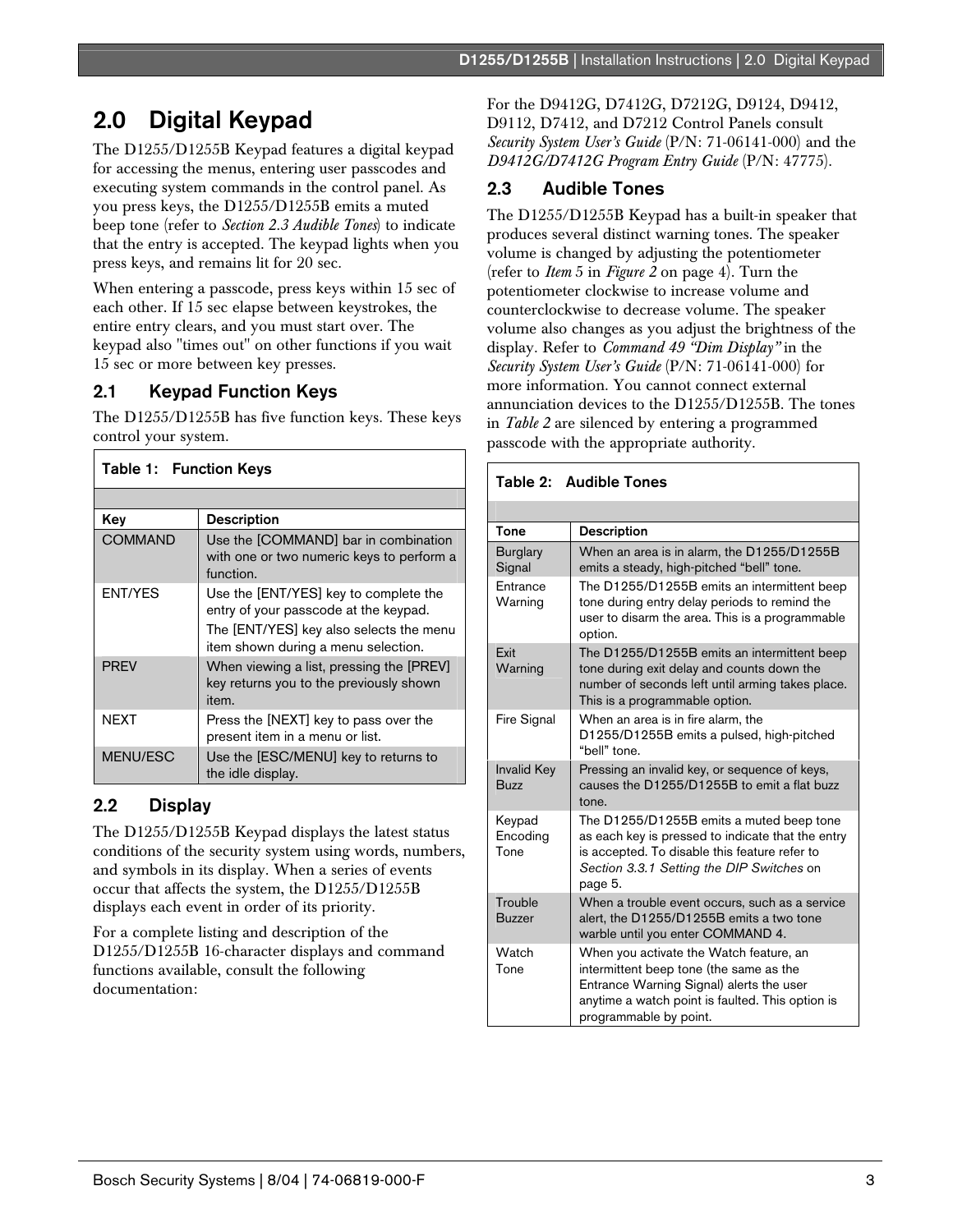# 2.0 Digital Keypad

The D1255/D1255B Keypad features a digital keypad for accessing the menus, entering user passcodes and executing system commands in the control panel. As you press keys, the D1255/D1255B emits a muted beep tone (refer to *Section 2.3 Audible Tones*) to indicate that the entry is accepted. The keypad lights when you press keys, and remains lit for 20 sec.

When entering a passcode, press keys within 15 sec of each other. If 15 sec elapse between keystrokes, the entire entry clears, and you must start over. The keypad also "times out" on other functions if you wait 15 sec or more between key presses.

## 2.1 Keypad Function Keys

The D1255/D1255B has five function keys. These keys control your system.

**Table 1: Function Keys**

| Key | Description |
|---|---|
| COMMAND | Use the [COMMAND] bar in combination with one or two numeric keys to perform a function. |
| ENT/YES | Use the [ENT/YES] key to complete the entry of your passcode at the keypad. The [ENT/YES] key also selects the menu item shown during a menu selection. |
| PREV | When viewing a list, pressing the [PREV] key returns you to the previously shown item. |
| NEXT | Press the [NEXT] key to pass over the present item in a menu or list. |
| MENU/ESC | Use the [ESC/MENU] key to returns to the idle display. |

## 2.2 Display

The D1255/D1255B Keypad displays the latest status conditions of the security system using words, numbers, and symbols in its display. When a series of events occur that affects the system, the D1255/D1255B displays each event in order of its priority.

For a complete listing and description of the D1255/D1255B 16-character displays and command functions available, consult the following documentation:

For the D9412G, D7412G, D7212G, D9124, D9412, D9112, D7412, and D7212 Control Panels consult *Security System User's Guide* (P/N: 71-06141-000) and the *D9412G/D7412G Program Entry Guide* (P/N: 47775).

## 2.3 Audible Tones

The D1255/D1255B Keypad has a built-in speaker that produces several distinct warning tones. The speaker volume is changed by adjusting the potentiometer (refer to *Item* 5 in *Figure 2* on page 4). Turn the potentiometer clockwise to increase volume and counterclockwise to decrease volume. The speaker volume also changes as you adjust the brightness of the display. Refer to *Command 49 "Dim Display"* in the *Security System User's Guide* (P/N: 71-06141-000) for more information. You cannot connect external annunciation devices to the D1255/D1255B. The tones in *Table 2* are silenced by entering a programmed passcode with the appropriate authority.

**Table 2: Audible Tones**

| Tone | Description |
|---|---|
| Burglary Signal | When an area is in alarm, the D1255/D1255B emits a steady, high-pitched "bell" tone. |
| Entrance Warning | The D1255/D1255B emits an intermittent beep tone during entry delay periods to remind the user to disarm the area. This is a programmable option. |
| Exit Warning | The D1255/D1255B emits an intermittent beep tone during exit delay and counts down the number of seconds left until arming takes place. This is a programmable option. |
| Fire Signal | When an area is in fire alarm, the D1255/D1255B emits a pulsed, high-pitched "bell" tone. |
| Invalid Key Buzz | Pressing an invalid key, or sequence of keys, causes the D1255/D1255B to emit a flat buzz tone. |
| Keypad Encoding Tone | The D1255/D1255B emits a muted beep tone as each key is pressed to indicate that the entry is accepted. To disable this feature refer to *Section 3.3.1 Setting the DIP Switches* on page 5. |
| Trouble Buzzer | When a trouble event occurs, such as a service alert, the D1255/D1255B emits a two tone warble until you enter COMMAND 4. |
| Watch Tone | When you activate the Watch feature, an intermittent beep tone (the same as the Entrance Warning Signal) alerts the user anytime a watch point is faulted. This option is programmable by point. |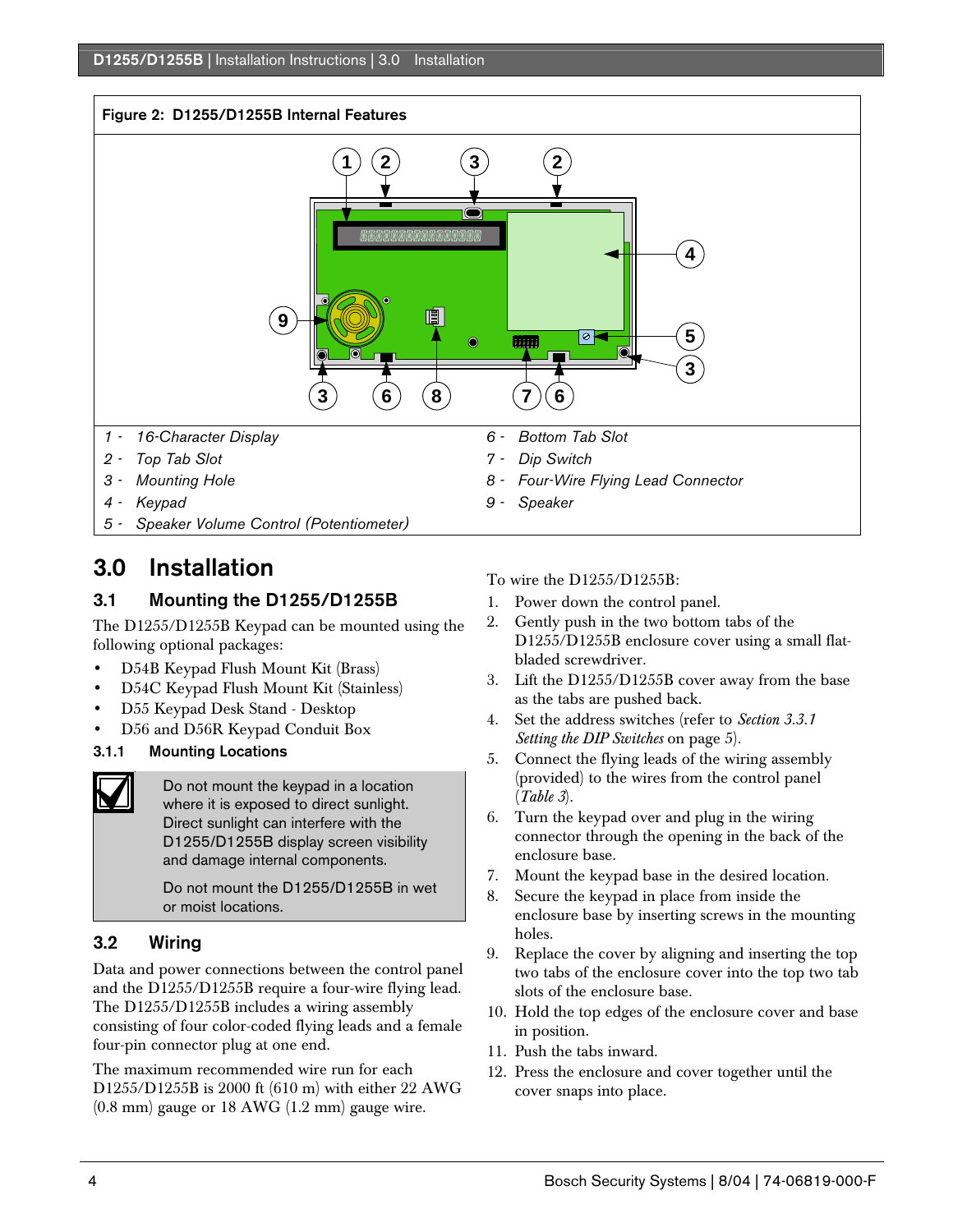**Figure 2: D1255/D1255B Internal Features**

| | | | |
|---|---|---|---|
| 1 - | 16-Character Display | 6 - | Bottom Tab Slot |
| 2 - | Top Tab Slot | 7 - | Dip Switch |
| 3 - | Mounting Hole | 8 - | Four-Wire Flying Lead Connector |
| 4 - | Keypad | 9 - | Speaker |
| 5 - | Speaker Volume Control (Potentiometer) | | |

# 3.0 Installation

## 3.1 Mounting the D1255/D1255B

The D1255/D1255B Keypad can be mounted using the following optional packages:

- D54B Keypad Flush Mount Kit (Brass)
- D54C Keypad Flush Mount Kit (Stainless)
- D55 Keypad Desk Stand - Desktop
- D56 and D56R Keypad Conduit Box

### 3.1.1 Mounting Locations

> Do not mount the keypad in a location where it is exposed to direct sunlight. Direct sunlight can interfere with the D1255/D1255B display screen visibility and damage internal components.
>
> Do not mount the D1255/D1255B in wet or moist locations.

## 3.2 Wiring

Data and power connections between the control panel and the D1255/D1255B require a four-wire flying lead. The D1255/D1255B includes a wiring assembly consisting of four color-coded flying leads and a female four-pin connector plug at one end.

The maximum recommended wire run for each D1255/D1255B is 2000 ft (610 m) with either 22 AWG (0.8 mm) gauge or 18 AWG (1.2 mm) gauge wire.

To wire the D1255/D1255B:

1. Power down the control panel.
2. Gently push in the two bottom tabs of the D1255/D1255B enclosure cover using a small flat-bladed screwdriver.
3. Lift the D1255/D1255B cover away from the base as the tabs are pushed back.
4. Set the address switches (refer to *Section 3.3.1 Setting the DIP Switches* on page 5).
5. Connect the flying leads of the wiring assembly (provided) to the wires from the control panel (*Table 3*).
6. Turn the keypad over and plug in the wiring connector through the opening in the back of the enclosure base.
7. Mount the keypad base in the desired location.
8. Secure the keypad in place from inside the enclosure base by inserting screws in the mounting holes.
9. Replace the cover by aligning and inserting the top two tabs of the enclosure cover into the top two tab slots of the enclosure base.
10. Hold the top edges of the enclosure cover and base in position.
11. Push the tabs inward.
12. Press the enclosure and cover together until the cover snaps into place.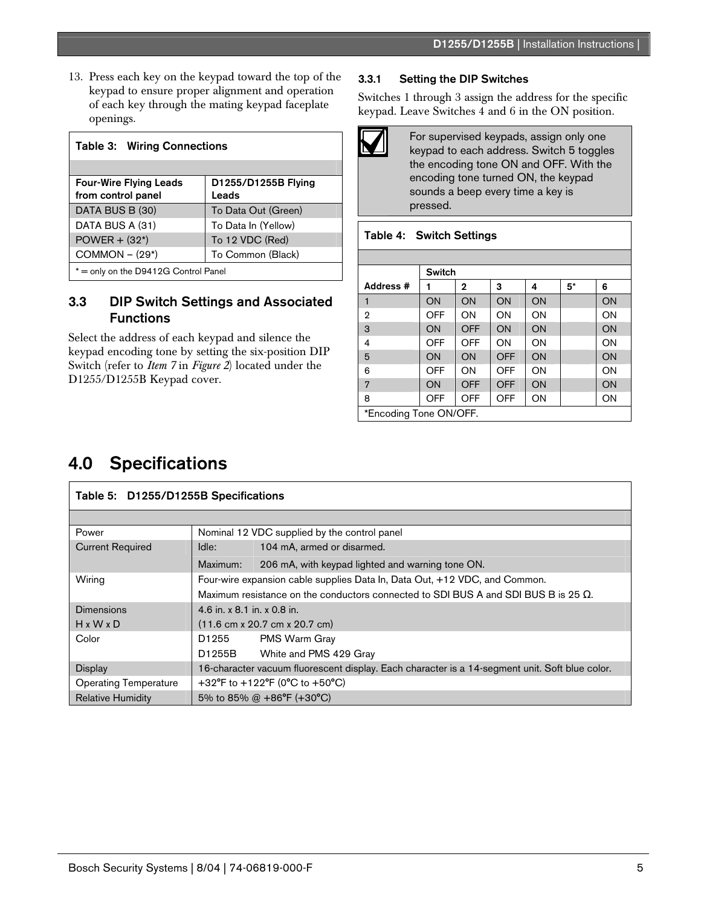13. Press each key on the keypad toward the top of the keypad to ensure proper alignment and operation of each key through the mating keypad faceplate openings.

**Table 3: Wiring Connections**

| Four-Wire Flying Leads from control panel | D1255/D1255B Flying Leads |
|---|---|
| DATA BUS B (30) | To Data Out (Green) |
| DATA BUS A (31) | To Data In (Yellow) |
| POWER + (32*) | To 12 VDC (Red) |
| COMMON – (29*) | To Common (Black) |

* = only on the D9412G Control Panel

## 3.3 DIP Switch Settings and Associated Functions

Select the address of each keypad and silence the keypad encoding tone by setting the six-position DIP Switch (refer to *Item 7* in *Figure 2*) located under the D1255/D1255B Keypad cover.

### 3.3.1 Setting the DIP Switches

Switches 1 through 3 assign the address for the specific keypad. Leave Switches 4 and 6 in the ON position.

For supervised keypads, assign only one keypad to each address. Switch 5 toggles the encoding tone ON and OFF. With the encoding tone turned ON, the keypad sounds a beep every time a key is pressed.

**Table 4: Switch Settings**

| Address # | Switch 1 | Switch 2 | Switch 3 | Switch 4 | Switch 5* | Switch 6 |
|---|---|---|---|---|---|---|
| 1 | ON | ON | ON | ON | | ON |
| 2 | OFF | ON | ON | ON | | ON |
| 3 | ON | OFF | ON | ON | | ON |
| 4 | OFF | OFF | ON | ON | | ON |
| 5 | ON | ON | OFF | ON | | ON |
| 6 | OFF | ON | OFF | ON | | ON |
| 7 | ON | OFF | OFF | ON | | ON |
| 8 | OFF | OFF | OFF | ON | | ON |

*Encoding Tone ON/OFF.

# 4.0 Specifications

**Table 5: D1255/D1255B Specifications**

| | |
|---|---|
| Power | Nominal 12 VDC supplied by the control panel |
| Current Required | Idle: 104 mA, armed or disarmed.<br>Maximum: 206 mA, with keypad lighted and warning tone ON. |
| Wiring | Four-wire expansion cable supplies Data In, Data Out, +12 VDC, and Common.<br>Maximum resistance on the conductors connected to SDI BUS A and SDI BUS B is 25 Ω. |
| Dimensions H x W x D | 4.6 in. x 8.1 in. x 0.8 in.<br>(11.6 cm x 20.7 cm x 20.7 cm) |
| Color | D1255 PMS Warm Gray<br>D1255B White and PMS 429 Gray |
| Display | 16-character vacuum fluorescent display. Each character is a 14-segment unit. Soft blue color. |
| Operating Temperature | +32°F to +122°F (0°C to +50°C) |
| Relative Humidity | 5% to 85% @ +86°F (+30°C) |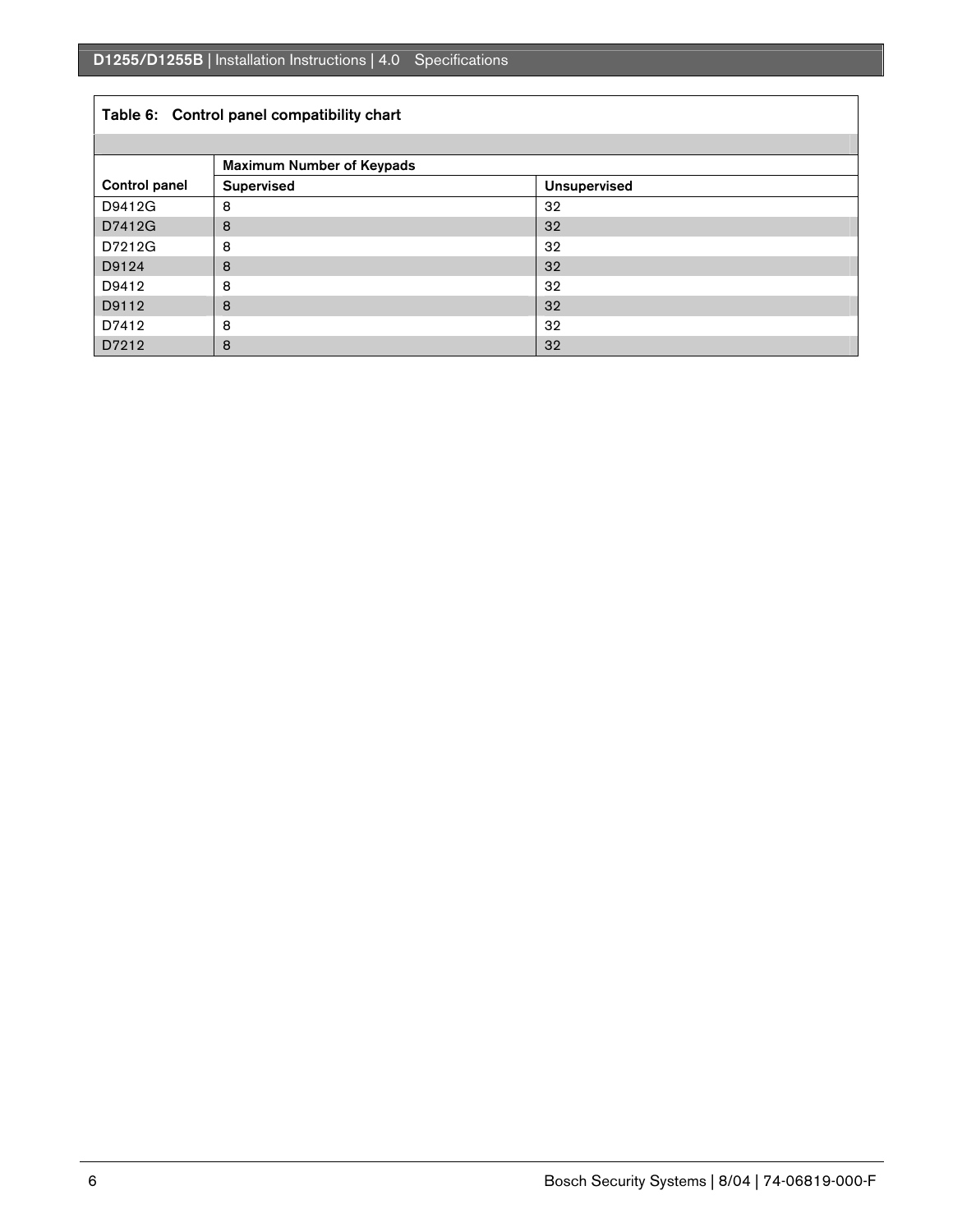**Table 6: Control panel compatibility chart**

| Control panel | Maximum Number of Keypads | |
|---|---|---|
| | Supervised | Unsupervised |
| D9412G | 8 | 32 |
| D7412G | 8 | 32 |
| D7212G | 8 | 32 |
| D9124 | 8 | 32 |
| D9412 | 8 | 32 |
| D9112 | 8 | 32 |
| D7412 | 8 | 32 |
| D7212 | 8 | 32 |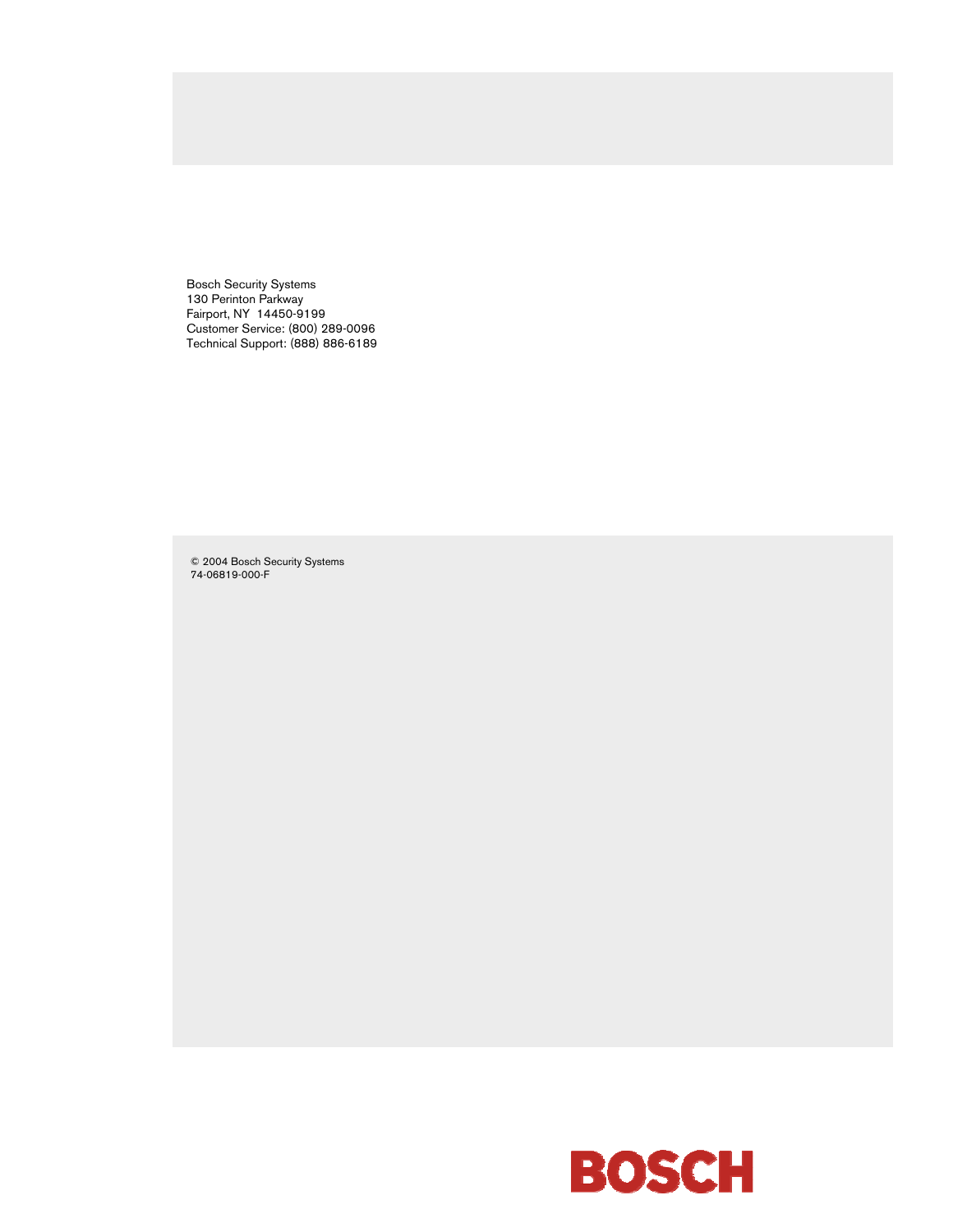Bosch Security Systems
130 Perinton Parkway
Fairport, NY 14450-9199
Customer Service: (800) 289-0096
Technical Support: (888) 886-6189

© 2004 Bosch Security Systems
74-06819-000-F

BOSCH